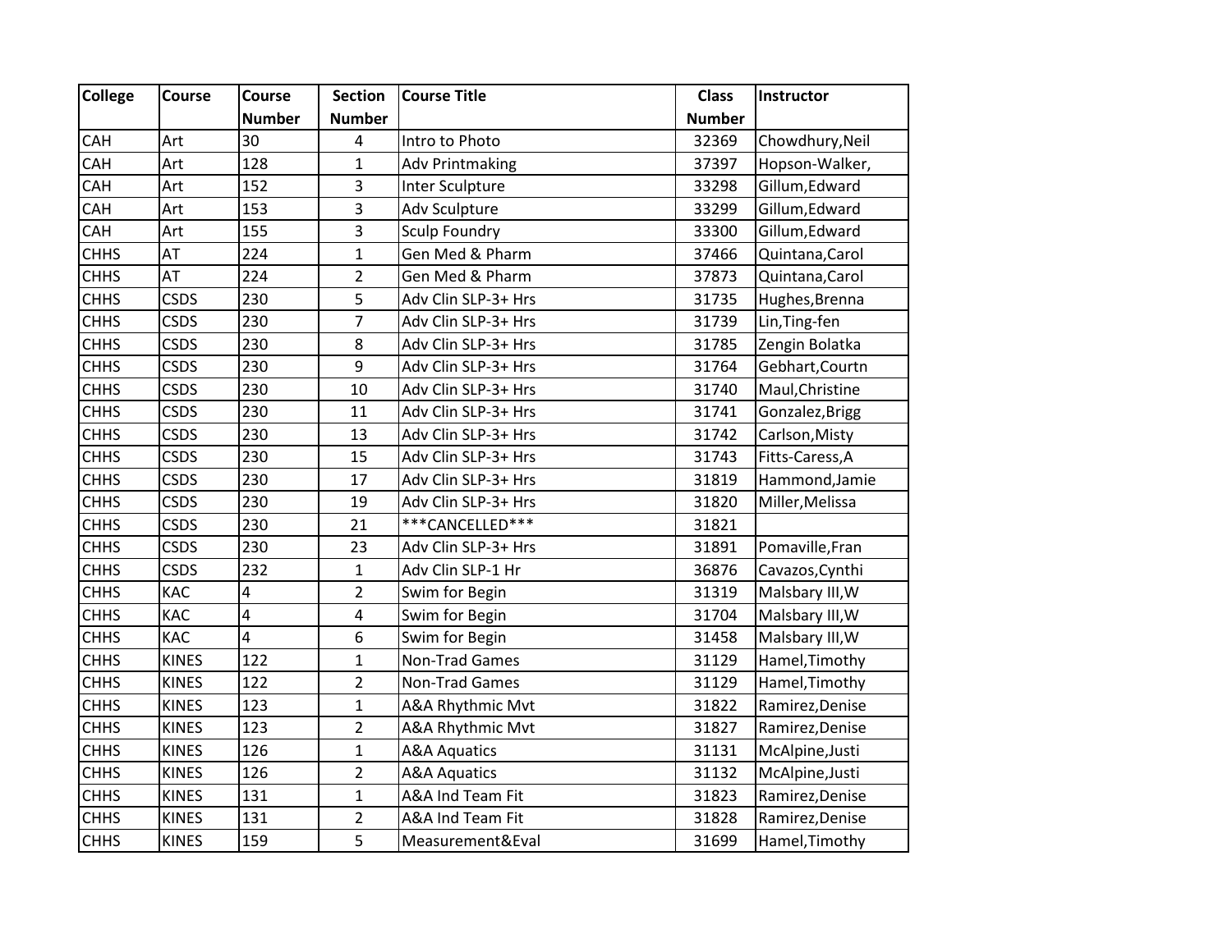| College | Course | Course Number | Section Number | Course Title | Class Number | Instructor |
|---|---|---|---|---|---|---|
| CAH | Art | 30 | 4 | Intro to Photo | 32369 | Chowdhury,Neil |
| CAH | Art | 128 | 1 | Adv Printmaking | 37397 | Hopson-Walker, |
| CAH | Art | 152 | 3 | Inter Sculpture | 33298 | Gillum,Edward |
| CAH | Art | 153 | 3 | Adv Sculpture | 33299 | Gillum,Edward |
| CAH | Art | 155 | 3 | Sculp Foundry | 33300 | Gillum,Edward |
| CHHS | AT | 224 | 1 | Gen Med & Pharm | 37466 | Quintana,Carol |
| CHHS | AT | 224 | 2 | Gen Med & Pharm | 37873 | Quintana,Carol |
| CHHS | CSDS | 230 | 5 | Adv Clin SLP-3+ Hrs | 31735 | Hughes,Brenna |
| CHHS | CSDS | 230 | 7 | Adv Clin SLP-3+ Hrs | 31739 | Lin,Ting-fen |
| CHHS | CSDS | 230 | 8 | Adv Clin SLP-3+ Hrs | 31785 | Zengin Bolatka |
| CHHS | CSDS | 230 | 9 | Adv Clin SLP-3+ Hrs | 31764 | Gebhart,Courtn |
| CHHS | CSDS | 230 | 10 | Adv Clin SLP-3+ Hrs | 31740 | Maul,Christine |
| CHHS | CSDS | 230 | 11 | Adv Clin SLP-3+ Hrs | 31741 | Gonzalez,Brigg |
| CHHS | CSDS | 230 | 13 | Adv Clin SLP-3+ Hrs | 31742 | Carlson,Misty |
| CHHS | CSDS | 230 | 15 | Adv Clin SLP-3+ Hrs | 31743 | Fitts-Caress,A |
| CHHS | CSDS | 230 | 17 | Adv Clin SLP-3+ Hrs | 31819 | Hammond,Jamie |
| CHHS | CSDS | 230 | 19 | Adv Clin SLP-3+ Hrs | 31820 | Miller,Melissa |
| CHHS | CSDS | 230 | 21 | ***CANCELLED*** | 31821 | |
| CHHS | CSDS | 230 | 23 | Adv Clin SLP-3+ Hrs | 31891 | Pomaville,Fran |
| CHHS | CSDS | 232 | 1 | Adv Clin SLP-1 Hr | 36876 | Cavazos,Cynthi |
| CHHS | KAC | 4 | 2 | Swim for Begin | 31319 | Malsbary III,W |
| CHHS | KAC | 4 | 4 | Swim for Begin | 31704 | Malsbary III,W |
| CHHS | KAC | 4 | 6 | Swim for Begin | 31458 | Malsbary III,W |
| CHHS | KINES | 122 | 1 | Non-Trad Games | 31129 | Hamel,Timothy |
| CHHS | KINES | 122 | 2 | Non-Trad Games | 31129 | Hamel,Timothy |
| CHHS | KINES | 123 | 1 | A&A Rhythmic Mvt | 31822 | Ramirez,Denise |
| CHHS | KINES | 123 | 2 | A&A Rhythmic Mvt | 31827 | Ramirez,Denise |
| CHHS | KINES | 126 | 1 | A&A Aquatics | 31131 | McAlpine,Justi |
| CHHS | KINES | 126 | 2 | A&A Aquatics | 31132 | McAlpine,Justi |
| CHHS | KINES | 131 | 1 | A&A Ind Team Fit | 31823 | Ramirez,Denise |
| CHHS | KINES | 131 | 2 | A&A Ind Team Fit | 31828 | Ramirez,Denise |
| CHHS | KINES | 159 | 5 | Measurement&Eval | 31699 | Hamel,Timothy |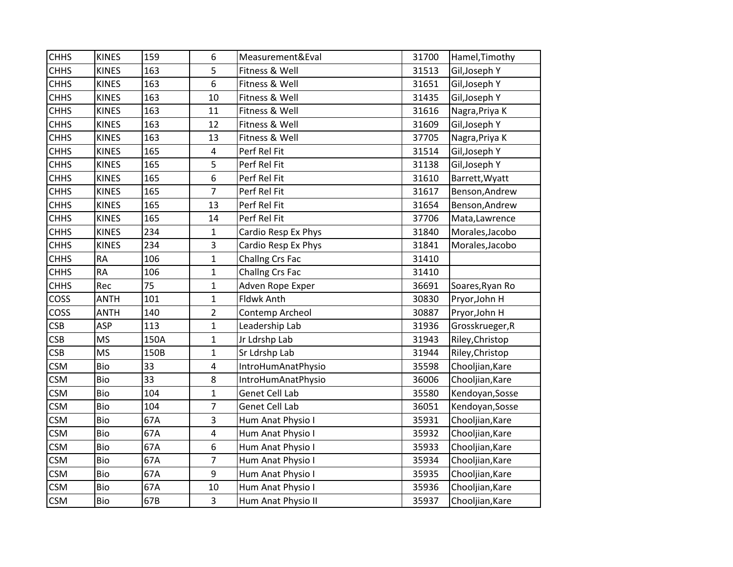| | | | | | | |
|---|---|---|---|---|---|---|
| CHHS | KINES | 159 | 6 | Measurement&Eval | 31700 | Hamel,Timothy |
| CHHS | KINES | 163 | 5 | Fitness & Well | 31513 | Gil,Joseph Y |
| CHHS | KINES | 163 | 6 | Fitness & Well | 31651 | Gil,Joseph Y |
| CHHS | KINES | 163 | 10 | Fitness & Well | 31435 | Gil,Joseph Y |
| CHHS | KINES | 163 | 11 | Fitness & Well | 31616 | Nagra,Priya K |
| CHHS | KINES | 163 | 12 | Fitness & Well | 31609 | Gil,Joseph Y |
| CHHS | KINES | 163 | 13 | Fitness & Well | 37705 | Nagra,Priya K |
| CHHS | KINES | 165 | 4 | Perf Rel Fit | 31514 | Gil,Joseph Y |
| CHHS | KINES | 165 | 5 | Perf Rel Fit | 31138 | Gil,Joseph Y |
| CHHS | KINES | 165 | 6 | Perf Rel Fit | 31610 | Barrett,Wyatt |
| CHHS | KINES | 165 | 7 | Perf Rel Fit | 31617 | Benson,Andrew |
| CHHS | KINES | 165 | 13 | Perf Rel Fit | 31654 | Benson,Andrew |
| CHHS | KINES | 165 | 14 | Perf Rel Fit | 37706 | Mata,Lawrence |
| CHHS | KINES | 234 | 1 | Cardio Resp Ex Phys | 31840 | Morales,Jacobo |
| CHHS | KINES | 234 | 3 | Cardio Resp Ex Phys | 31841 | Morales,Jacobo |
| CHHS | RA | 106 | 1 | Challng Crs Fac | 31410 | |
| CHHS | RA | 106 | 1 | Challng Crs Fac | 31410 | |
| CHHS | Rec | 75 | 1 | Adven Rope Exper | 36691 | Soares,Ryan Ro |
| COSS | ANTH | 101 | 1 | Fldwk Anth | 30830 | Pryor,John H |
| COSS | ANTH | 140 | 2 | Contemp Archeol | 30887 | Pryor,John H |
| CSB | ASP | 113 | 1 | Leadership Lab | 31936 | Grosskrueger,R |
| CSB | MS | 150A | 1 | Jr Ldrshp Lab | 31943 | Riley,Christop |
| CSB | MS | 150B | 1 | Sr Ldrshp Lab | 31944 | Riley,Christop |
| CSM | Bio | 33 | 4 | IntroHumAnatPhysio | 35598 | Chooljian,Kare |
| CSM | Bio | 33 | 8 | IntroHumAnatPhysio | 36006 | Chooljian,Kare |
| CSM | Bio | 104 | 1 | Genet Cell Lab | 35580 | Kendoyan,Sosse |
| CSM | Bio | 104 | 7 | Genet Cell Lab | 36051 | Kendoyan,Sosse |
| CSM | Bio | 67A | 3 | Hum Anat Physio I | 35931 | Chooljian,Kare |
| CSM | Bio | 67A | 4 | Hum Anat Physio I | 35932 | Chooljian,Kare |
| CSM | Bio | 67A | 6 | Hum Anat Physio I | 35933 | Chooljian,Kare |
| CSM | Bio | 67A | 7 | Hum Anat Physio I | 35934 | Chooljian,Kare |
| CSM | Bio | 67A | 9 | Hum Anat Physio I | 35935 | Chooljian,Kare |
| CSM | Bio | 67A | 10 | Hum Anat Physio I | 35936 | Chooljian,Kare |
| CSM | Bio | 67B | 3 | Hum Anat Physio II | 35937 | Chooljian,Kare |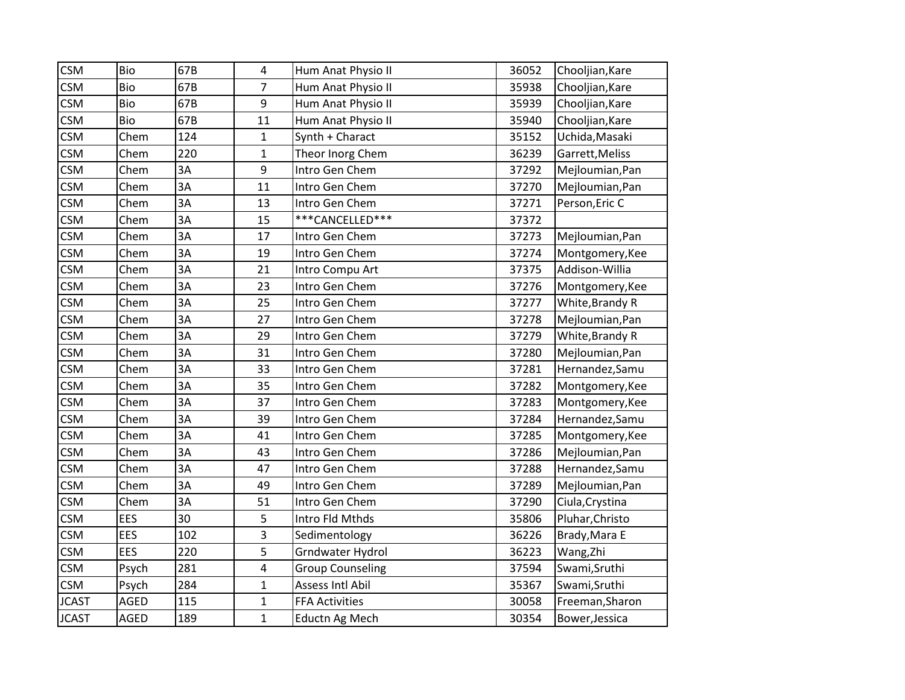| | | | | | | |
|---|---|---|---|---|---|---|
| CSM | Bio | 67B | 4 | Hum Anat Physio II | 36052 | Chooljian,Kare |
| CSM | Bio | 67B | 7 | Hum Anat Physio II | 35938 | Chooljian,Kare |
| CSM | Bio | 67B | 9 | Hum Anat Physio II | 35939 | Chooljian,Kare |
| CSM | Bio | 67B | 11 | Hum Anat Physio II | 35940 | Chooljian,Kare |
| CSM | Chem | 124 | 1 | Synth + Charact | 35152 | Uchida,Masaki |
| CSM | Chem | 220 | 1 | Theor Inorg Chem | 36239 | Garrett,Meliss |
| CSM | Chem | 3A | 9 | Intro Gen Chem | 37292 | Mejloumian,Pan |
| CSM | Chem | 3A | 11 | Intro Gen Chem | 37270 | Mejloumian,Pan |
| CSM | Chem | 3A | 13 | Intro Gen Chem | 37271 | Person,Eric C |
| CSM | Chem | 3A | 15 | ***CANCELLED*** | 37372 | |
| CSM | Chem | 3A | 17 | Intro Gen Chem | 37273 | Mejloumian,Pan |
| CSM | Chem | 3A | 19 | Intro Gen Chem | 37274 | Montgomery,Kee |
| CSM | Chem | 3A | 21 | Intro Compu Art | 37375 | Addison-Willia |
| CSM | Chem | 3A | 23 | Intro Gen Chem | 37276 | Montgomery,Kee |
| CSM | Chem | 3A | 25 | Intro Gen Chem | 37277 | White,Brandy R |
| CSM | Chem | 3A | 27 | Intro Gen Chem | 37278 | Mejloumian,Pan |
| CSM | Chem | 3A | 29 | Intro Gen Chem | 37279 | White,Brandy R |
| CSM | Chem | 3A | 31 | Intro Gen Chem | 37280 | Mejloumian,Pan |
| CSM | Chem | 3A | 33 | Intro Gen Chem | 37281 | Hernandez,Samu |
| CSM | Chem | 3A | 35 | Intro Gen Chem | 37282 | Montgomery,Kee |
| CSM | Chem | 3A | 37 | Intro Gen Chem | 37283 | Montgomery,Kee |
| CSM | Chem | 3A | 39 | Intro Gen Chem | 37284 | Hernandez,Samu |
| CSM | Chem | 3A | 41 | Intro Gen Chem | 37285 | Montgomery,Kee |
| CSM | Chem | 3A | 43 | Intro Gen Chem | 37286 | Mejloumian,Pan |
| CSM | Chem | 3A | 47 | Intro Gen Chem | 37288 | Hernandez,Samu |
| CSM | Chem | 3A | 49 | Intro Gen Chem | 37289 | Mejloumian,Pan |
| CSM | Chem | 3A | 51 | Intro Gen Chem | 37290 | Ciula,Crystina |
| CSM | EES | 30 | 5 | Intro Fld Mthds | 35806 | Pluhar,Christo |
| CSM | EES | 102 | 3 | Sedimentology | 36226 | Brady,Mara E |
| CSM | EES | 220 | 5 | Grndwater Hydrol | 36223 | Wang,Zhi |
| CSM | Psych | 281 | 4 | Group Counseling | 37594 | Swami,Sruthi |
| CSM | Psych | 284 | 1 | Assess Intl Abil | 35367 | Swami,Sruthi |
| JCAST | AGED | 115 | 1 | FFA Activities | 30058 | Freeman,Sharon |
| JCAST | AGED | 189 | 1 | Eductn Ag Mech | 30354 | Bower,Jessica |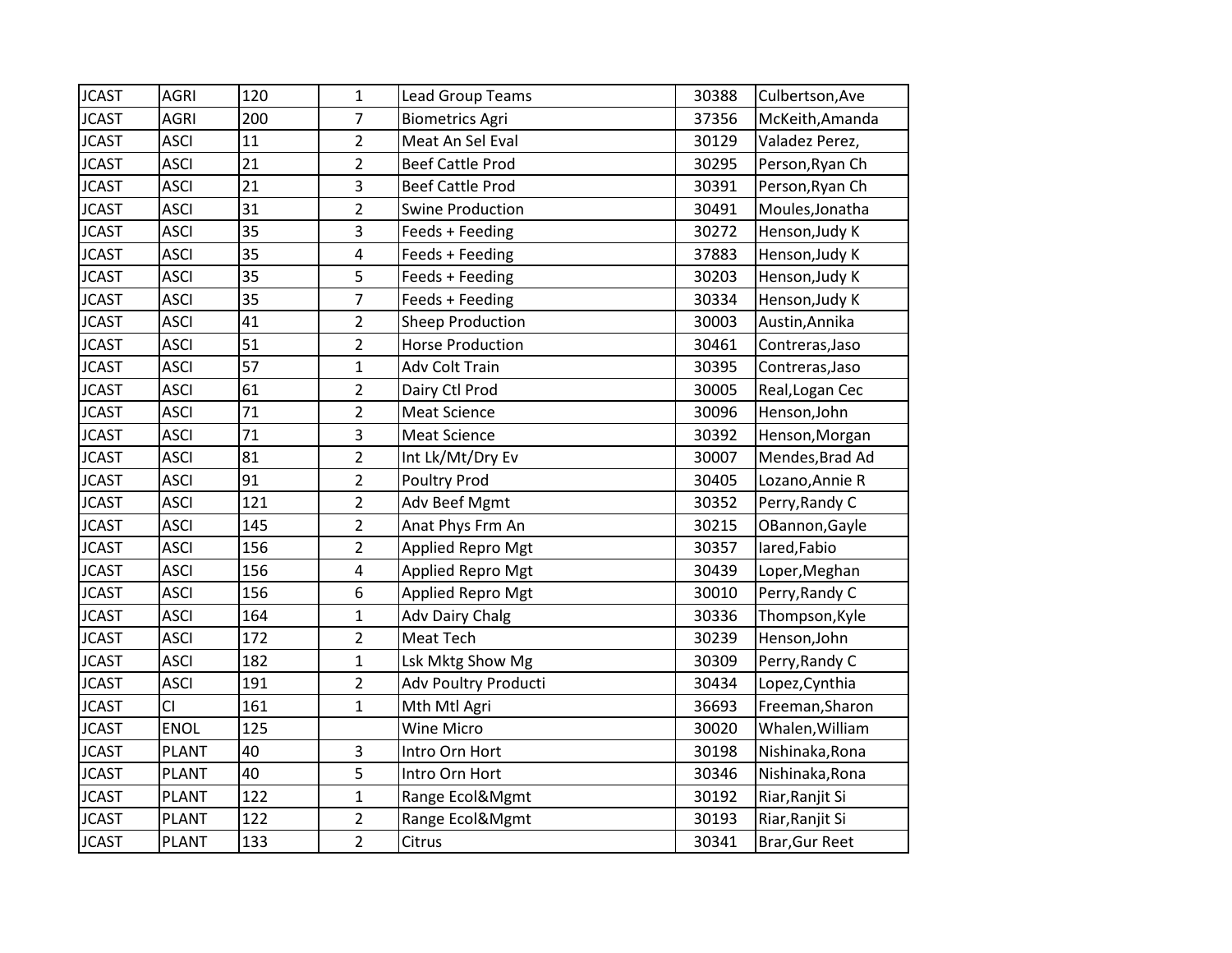| | | | | | | |
|---|---|---|---|---|---|---|
| JCAST | AGRI | 120 | 1 | Lead Group Teams | 30388 | Culbertson,Ave |
| JCAST | AGRI | 200 | 7 | Biometrics Agri | 37356 | McKeith,Amanda |
| JCAST | ASCI | 11 | 2 | Meat An Sel Eval | 30129 | Valadez Perez, |
| JCAST | ASCI | 21 | 2 | Beef Cattle Prod | 30295 | Person,Ryan Ch |
| JCAST | ASCI | 21 | 3 | Beef Cattle Prod | 30391 | Person,Ryan Ch |
| JCAST | ASCI | 31 | 2 | Swine Production | 30491 | Moules,Jonatha |
| JCAST | ASCI | 35 | 3 | Feeds + Feeding | 30272 | Henson,Judy K |
| JCAST | ASCI | 35 | 4 | Feeds + Feeding | 37883 | Henson,Judy K |
| JCAST | ASCI | 35 | 5 | Feeds + Feeding | 30203 | Henson,Judy K |
| JCAST | ASCI | 35 | 7 | Feeds + Feeding | 30334 | Henson,Judy K |
| JCAST | ASCI | 41 | 2 | Sheep Production | 30003 | Austin,Annika |
| JCAST | ASCI | 51 | 2 | Horse Production | 30461 | Contreras,Jaso |
| JCAST | ASCI | 57 | 1 | Adv Colt Train | 30395 | Contreras,Jaso |
| JCAST | ASCI | 61 | 2 | Dairy Ctl Prod | 30005 | Real,Logan Cec |
| JCAST | ASCI | 71 | 2 | Meat Science | 30096 | Henson,John |
| JCAST | ASCI | 71 | 3 | Meat Science | 30392 | Henson,Morgan |
| JCAST | ASCI | 81 | 2 | Int Lk/Mt/Dry Ev | 30007 | Mendes,Brad Ad |
| JCAST | ASCI | 91 | 2 | Poultry Prod | 30405 | Lozano,Annie R |
| JCAST | ASCI | 121 | 2 | Adv Beef Mgmt | 30352 | Perry,Randy C |
| JCAST | ASCI | 145 | 2 | Anat Phys Frm An | 30215 | OBannon,Gayle |
| JCAST | ASCI | 156 | 2 | Applied Repro Mgt | 30357 | Iared,Fabio |
| JCAST | ASCI | 156 | 4 | Applied Repro Mgt | 30439 | Loper,Meghan |
| JCAST | ASCI | 156 | 6 | Applied Repro Mgt | 30010 | Perry,Randy C |
| JCAST | ASCI | 164 | 1 | Adv Dairy Chalg | 30336 | Thompson,Kyle |
| JCAST | ASCI | 172 | 2 | Meat Tech | 30239 | Henson,John |
| JCAST | ASCI | 182 | 1 | Lsk Mktg Show Mg | 30309 | Perry,Randy C |
| JCAST | ASCI | 191 | 2 | Adv Poultry Producti | 30434 | Lopez,Cynthia |
| JCAST | CI | 161 | 1 | Mth Mtl Agri | 36693 | Freeman,Sharon |
| JCAST | ENOL | 125 | | Wine Micro | 30020 | Whalen,William |
| JCAST | PLANT | 40 | 3 | Intro Orn Hort | 30198 | Nishinaka,Rona |
| JCAST | PLANT | 40 | 5 | Intro Orn Hort | 30346 | Nishinaka,Rona |
| JCAST | PLANT | 122 | 1 | Range Ecol&Mgmt | 30192 | Riar,Ranjit Si |
| JCAST | PLANT | 122 | 2 | Range Ecol&Mgmt | 30193 | Riar,Ranjit Si |
| JCAST | PLANT | 133 | 2 | Citrus | 30341 | Brar,Gur Reet |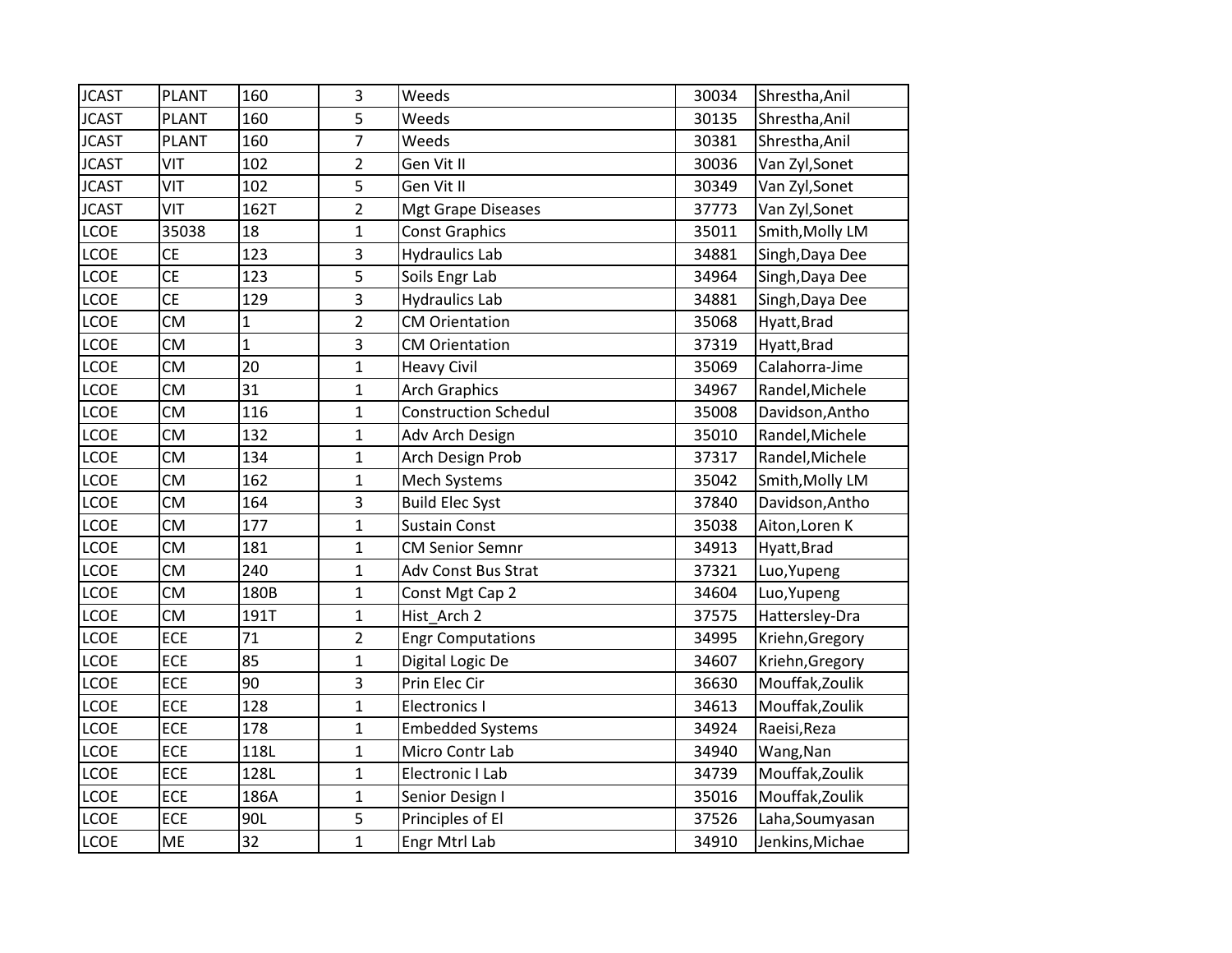| JCAST | PLANT | 160 | 3 | Weeds | 30034 | Shrestha,Anil |
|---|---|---|---|---|---|---|
| JCAST | PLANT | 160 | 5 | Weeds | 30135 | Shrestha,Anil |
| JCAST | PLANT | 160 | 7 | Weeds | 30381 | Shrestha,Anil |
| JCAST | VIT | 102 | 2 | Gen Vit II | 30036 | Van Zyl,Sonet |
| JCAST | VIT | 102 | 5 | Gen Vit II | 30349 | Van Zyl,Sonet |
| JCAST | VIT | 162T | 2 | Mgt Grape Diseases | 37773 | Van Zyl,Sonet |
| LCOE | 35038 | 18 | 1 | Const Graphics | 35011 | Smith,Molly LM |
| LCOE | CE | 123 | 3 | Hydraulics Lab | 34881 | Singh,Daya Dee |
| LCOE | CE | 123 | 5 | Soils Engr Lab | 34964 | Singh,Daya Dee |
| LCOE | CE | 129 | 3 | Hydraulics Lab | 34881 | Singh,Daya Dee |
| LCOE | CM | 1 | 2 | CM Orientation | 35068 | Hyatt,Brad |
| LCOE | CM | 1 | 3 | CM Orientation | 37319 | Hyatt,Brad |
| LCOE | CM | 20 | 1 | Heavy Civil | 35069 | Calahorra-Jime |
| LCOE | CM | 31 | 1 | Arch Graphics | 34967 | Randel,Michele |
| LCOE | CM | 116 | 1 | Construction Schedul | 35008 | Davidson,Antho |
| LCOE | CM | 132 | 1 | Adv Arch Design | 35010 | Randel,Michele |
| LCOE | CM | 134 | 1 | Arch Design Prob | 37317 | Randel,Michele |
| LCOE | CM | 162 | 1 | Mech Systems | 35042 | Smith,Molly LM |
| LCOE | CM | 164 | 3 | Build Elec Syst | 37840 | Davidson,Antho |
| LCOE | CM | 177 | 1 | Sustain Const | 35038 | Aiton,Loren K |
| LCOE | CM | 181 | 1 | CM Senior Semnr | 34913 | Hyatt,Brad |
| LCOE | CM | 240 | 1 | Adv Const Bus Strat | 37321 | Luo,Yupeng |
| LCOE | CM | 180B | 1 | Const Mgt Cap 2 | 34604 | Luo,Yupeng |
| LCOE | CM | 191T | 1 | Hist_Arch 2 | 37575 | Hattersley-Dra |
| LCOE | ECE | 71 | 2 | Engr Computations | 34995 | Kriehn,Gregory |
| LCOE | ECE | 85 | 1 | Digital Logic De | 34607 | Kriehn,Gregory |
| LCOE | ECE | 90 | 3 | Prin Elec Cir | 36630 | Mouffak,Zoulik |
| LCOE | ECE | 128 | 1 | Electronics I | 34613 | Mouffak,Zoulik |
| LCOE | ECE | 178 | 1 | Embedded Systems | 34924 | Raeisi,Reza |
| LCOE | ECE | 118L | 1 | Micro Contr Lab | 34940 | Wang,Nan |
| LCOE | ECE | 128L | 1 | Electronic I Lab | 34739 | Mouffak,Zoulik |
| LCOE | ECE | 186A | 1 | Senior Design I | 35016 | Mouffak,Zoulik |
| LCOE | ECE | 90L | 5 | Principles of El | 37526 | Laha,Soumyasan |
| LCOE | ME | 32 | 1 | Engr Mtrl Lab | 34910 | Jenkins,Michae |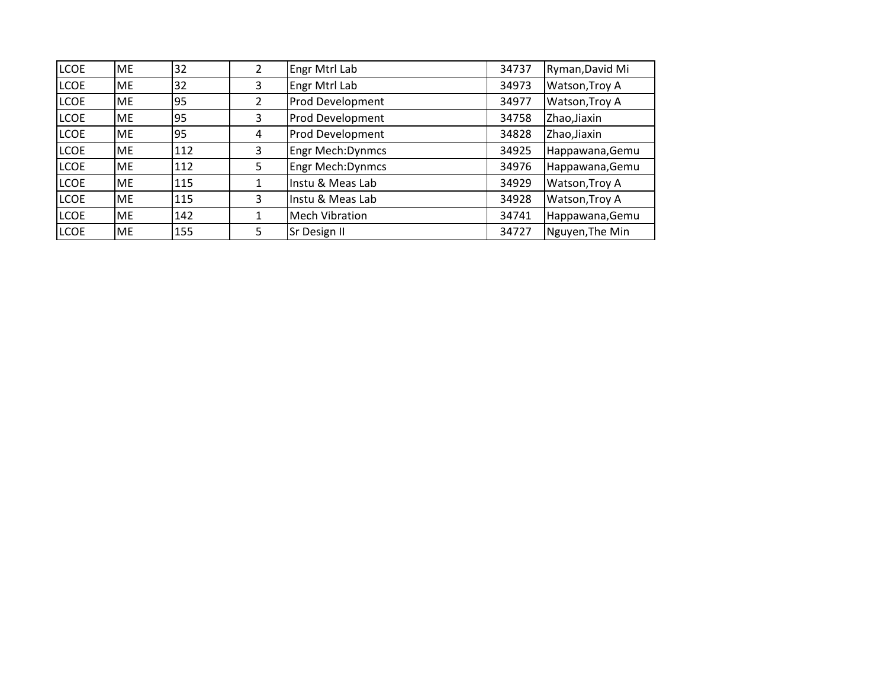| | | | | | | |
|---|---|---|---|---|---|---|
| LCOE | ME | 32 | 2 | Engr Mtrl Lab | 34737 | Ryman,David Mi |
| LCOE | ME | 32 | 3 | Engr Mtrl Lab | 34973 | Watson,Troy A |
| LCOE | ME | 95 | 2 | Prod Development | 34977 | Watson,Troy A |
| LCOE | ME | 95 | 3 | Prod Development | 34758 | Zhao,Jiaxin |
| LCOE | ME | 95 | 4 | Prod Development | 34828 | Zhao,Jiaxin |
| LCOE | ME | 112 | 3 | Engr Mech:Dynmcs | 34925 | Happawana,Gemu |
| LCOE | ME | 112 | 5 | Engr Mech:Dynmcs | 34976 | Happawana,Gemu |
| LCOE | ME | 115 | 1 | Instu & Meas Lab | 34929 | Watson,Troy A |
| LCOE | ME | 115 | 3 | Instu & Meas Lab | 34928 | Watson,Troy A |
| LCOE | ME | 142 | 1 | Mech Vibration | 34741 | Happawana,Gemu |
| LCOE | ME | 155 | 5 | Sr Design II | 34727 | Nguyen,The Min |